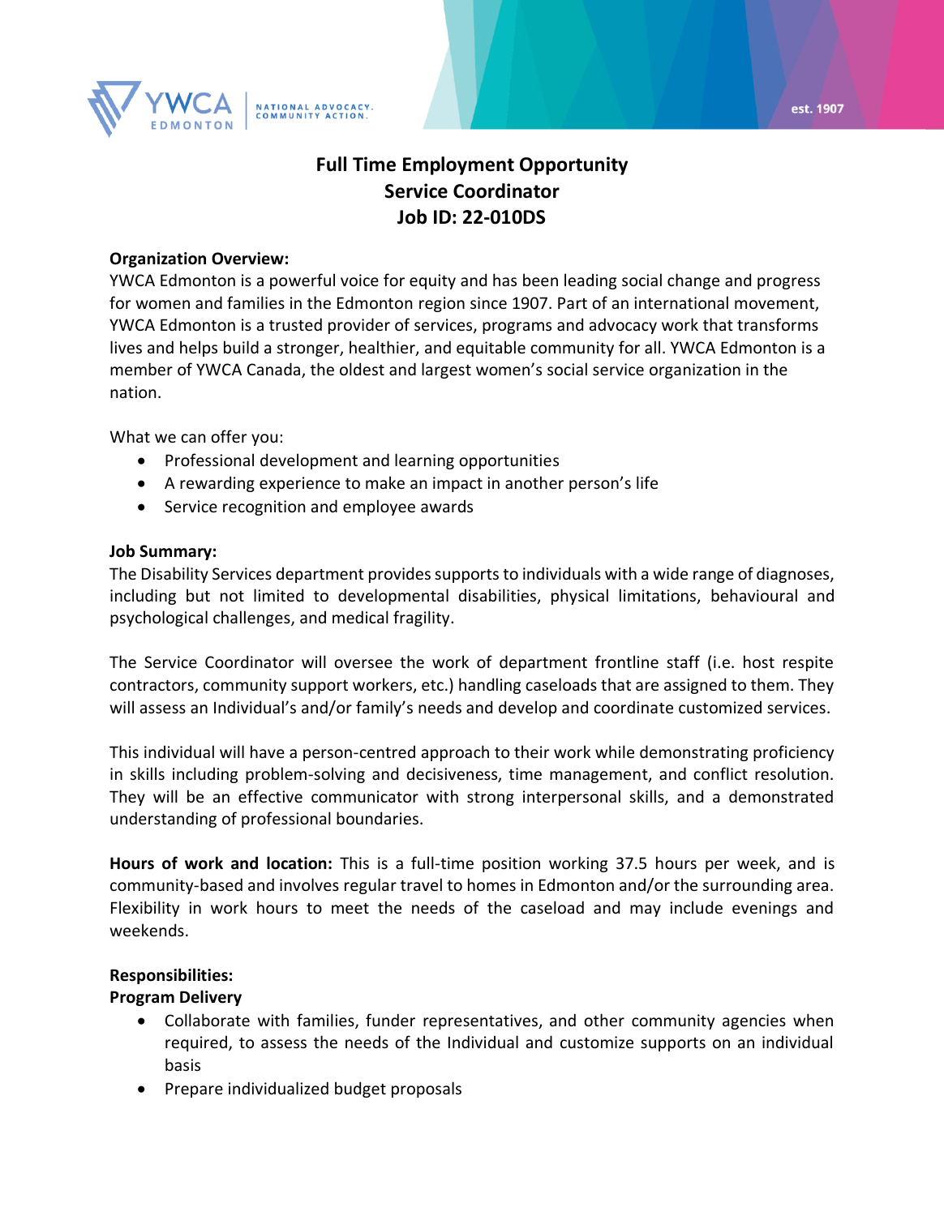YWCA EDMONTON | NATIONAL ADVOCACY. COMMUNITY ACTION.

est. 1907

# Full Time Employment Opportunity
# Service Coordinator
# Job ID: 22-010DS

**Organization Overview:**
YWCA Edmonton is a powerful voice for equity and has been leading social change and progress for women and families in the Edmonton region since 1907. Part of an international movement, YWCA Edmonton is a trusted provider of services, programs and advocacy work that transforms lives and helps build a stronger, healthier, and equitable community for all. YWCA Edmonton is a member of YWCA Canada, the oldest and largest women's social service organization in the nation.

What we can offer you:

- Professional development and learning opportunities
- A rewarding experience to make an impact in another person's life
- Service recognition and employee awards

**Job Summary:**
The Disability Services department provides supports to individuals with a wide range of diagnoses, including but not limited to developmental disabilities, physical limitations, behavioural and psychological challenges, and medical fragility.

The Service Coordinator will oversee the work of department frontline staff (i.e. host respite contractors, community support workers, etc.) handling caseloads that are assigned to them. They will assess an Individual's and/or family's needs and develop and coordinate customized services.

This individual will have a person-centred approach to their work while demonstrating proficiency in skills including problem-solving and decisiveness, time management, and conflict resolution. They will be an effective communicator with strong interpersonal skills, and a demonstrated understanding of professional boundaries.

**Hours of work and location:** This is a full-time position working 37.5 hours per week, and is community-based and involves regular travel to homes in Edmonton and/or the surrounding area. Flexibility in work hours to meet the needs of the caseload and may include evenings and weekends.

**Responsibilities:**
**Program Delivery**

- Collaborate with families, funder representatives, and other community agencies when required, to assess the needs of the Individual and customize supports on an individual basis
- Prepare individualized budget proposals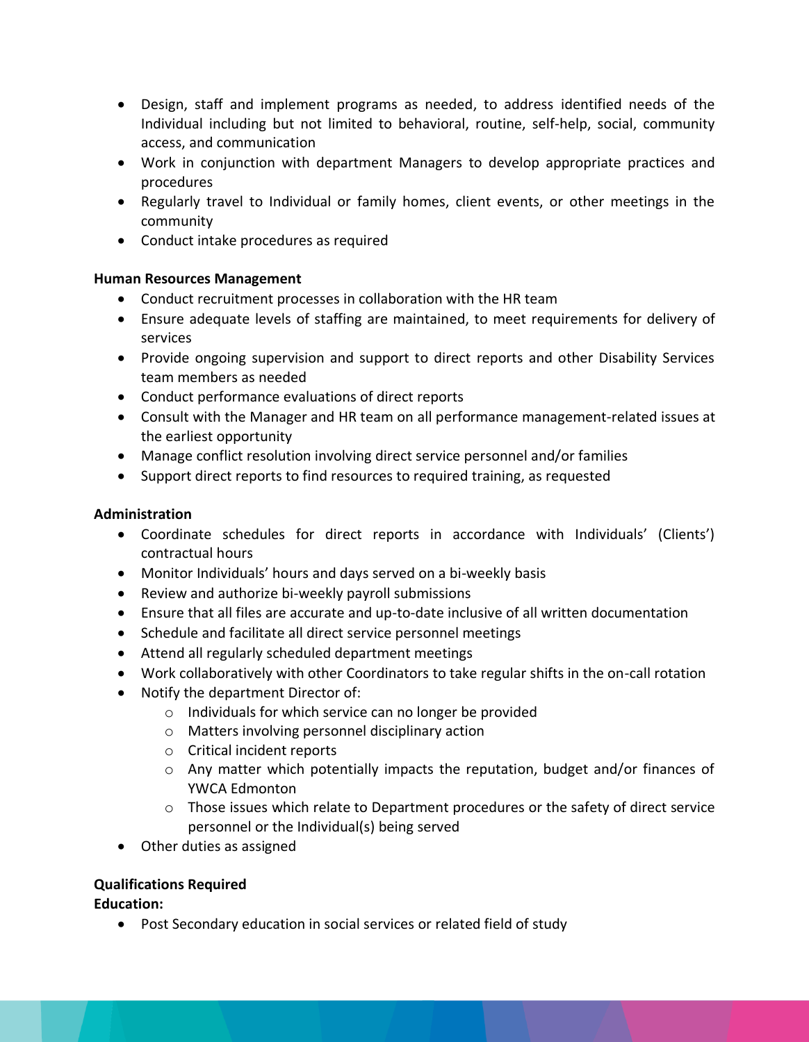- Design, staff and implement programs as needed, to address identified needs of the Individual including but not limited to behavioral, routine, self-help, social, community access, and communication
- Work in conjunction with department Managers to develop appropriate practices and procedures
- Regularly travel to Individual or family homes, client events, or other meetings in the community
- Conduct intake procedures as required

**Human Resources Management**

- Conduct recruitment processes in collaboration with the HR team
- Ensure adequate levels of staffing are maintained, to meet requirements for delivery of services
- Provide ongoing supervision and support to direct reports and other Disability Services team members as needed
- Conduct performance evaluations of direct reports
- Consult with the Manager and HR team on all performance management-related issues at the earliest opportunity
- Manage conflict resolution involving direct service personnel and/or families
- Support direct reports to find resources to required training, as requested

**Administration**

- Coordinate schedules for direct reports in accordance with Individuals' (Clients') contractual hours
- Monitor Individuals' hours and days served on a bi-weekly basis
- Review and authorize bi-weekly payroll submissions
- Ensure that all files are accurate and up-to-date inclusive of all written documentation
- Schedule and facilitate all direct service personnel meetings
- Attend all regularly scheduled department meetings
- Work collaboratively with other Coordinators to take regular shifts in the on-call rotation
- Notify the department Director of:
    - Individuals for which service can no longer be provided
    - Matters involving personnel disciplinary action
    - Critical incident reports
    - Any matter which potentially impacts the reputation, budget and/or finances of YWCA Edmonton
    - Those issues which relate to Department procedures or the safety of direct service personnel or the Individual(s) being served
- Other duties as assigned

**Qualifications Required**

**Education:**

- Post Secondary education in social services or related field of study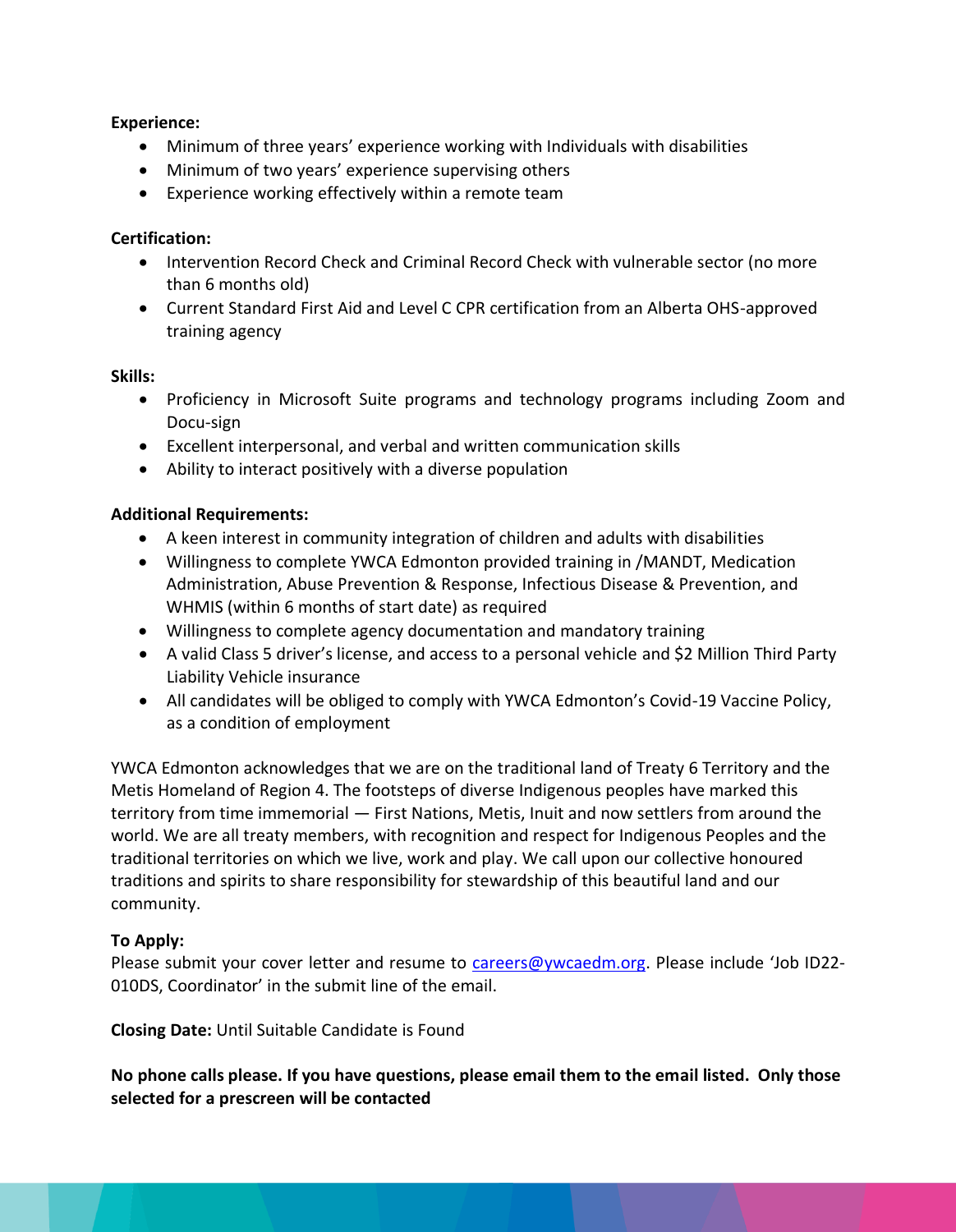**Experience:**

- Minimum of three years' experience working with Individuals with disabilities
- Minimum of two years' experience supervising others
- Experience working effectively within a remote team

**Certification:**

- Intervention Record Check and Criminal Record Check with vulnerable sector (no more than 6 months old)
- Current Standard First Aid and Level C CPR certification from an Alberta OHS-approved training agency

**Skills:**

- Proficiency in Microsoft Suite programs and technology programs including Zoom and Docu-sign
- Excellent interpersonal, and verbal and written communication skills
- Ability to interact positively with a diverse population

**Additional Requirements:**

- A keen interest in community integration of children and adults with disabilities
- Willingness to complete YWCA Edmonton provided training in /MANDT, Medication Administration, Abuse Prevention & Response, Infectious Disease & Prevention, and WHMIS (within 6 months of start date) as required
- Willingness to complete agency documentation and mandatory training
- A valid Class 5 driver's license, and access to a personal vehicle and $2 Million Third Party Liability Vehicle insurance
- All candidates will be obliged to comply with YWCA Edmonton's Covid-19 Vaccine Policy, as a condition of employment

YWCA Edmonton acknowledges that we are on the traditional land of Treaty 6 Territory and the Metis Homeland of Region 4. The footsteps of diverse Indigenous peoples have marked this territory from time immemorial — First Nations, Metis, Inuit and now settlers from around the world. We are all treaty members, with recognition and respect for Indigenous Peoples and the traditional territories on which we live, work and play. We call upon our collective honoured traditions and spirits to share responsibility for stewardship of this beautiful land and our community.

**To Apply:**
Please submit your cover letter and resume to careers@ywcaedm.org. Please include 'Job ID22-010DS, Coordinator' in the submit line of the email.

**Closing Date:** Until Suitable Candidate is Found

**No phone calls please. If you have questions, please email them to the email listed. Only those selected for a prescreen will be contacted**